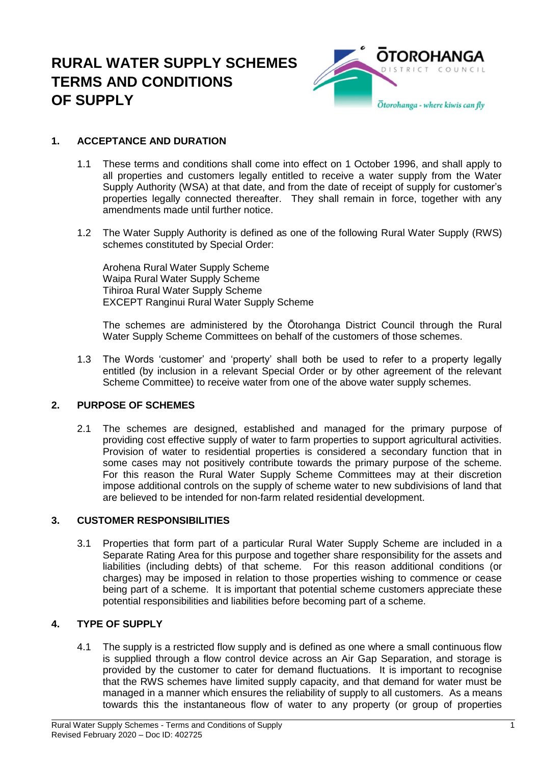# RURAL WATER SUPPLY SCHEMES TERMS AND CONDITIONS OF SUPPLY

## 1. ACCEPTANCE AND DURATION

1.1 These terms and conditions shall come into effect on 1 October 1996, and shall apply to all properties and customers legally entitled to receive a water supply from the Water Supply Authority (WSA) at that date, and from the date of receipt of supply for customer's properties legally connected thereafter. They shall remain in force, together with any amendments made until further notice.

1.2 The Water Supply Authority is defined as one of the following Rural Water Supply (RWS) schemes constituted by Special Order:

Arohena Rural Water Supply Scheme
Waipa Rural Water Supply Scheme
Tihiroa Rural Water Supply Scheme
EXCEPT Ranginui Rural Water Supply Scheme

The schemes are administered by the Ōtorohanga District Council through the Rural Water Supply Scheme Committees on behalf of the customers of those schemes.

1.3 The Words 'customer' and 'property' shall both be used to refer to a property legally entitled (by inclusion in a relevant Special Order or by other agreement of the relevant Scheme Committee) to receive water from one of the above water supply schemes.

## 2. PURPOSE OF SCHEMES

2.1 The schemes are designed, established and managed for the primary purpose of providing cost effective supply of water to farm properties to support agricultural activities. Provision of water to residential properties is considered a secondary function that in some cases may not positively contribute towards the primary purpose of the scheme. For this reason the Rural Water Supply Scheme Committees may at their discretion impose additional controls on the supply of scheme water to new subdivisions of land that are believed to be intended for non-farm related residential development.

## 3. CUSTOMER RESPONSIBILITIES

3.1 Properties that form part of a particular Rural Water Supply Scheme are included in a Separate Rating Area for this purpose and together share responsibility for the assets and liabilities (including debts) of that scheme. For this reason additional conditions (or charges) may be imposed in relation to those properties wishing to commence or cease being part of a scheme. It is important that potential scheme customers appreciate these potential responsibilities and liabilities before becoming part of a scheme.

## 4. TYPE OF SUPPLY

4.1 The supply is a restricted flow supply and is defined as one where a small continuous flow is supplied through a flow control device across an Air Gap Separation, and storage is provided by the customer to cater for demand fluctuations. It is important to recognise that the RWS schemes have limited supply capacity, and that demand for water must be managed in a manner which ensures the reliability of supply to all customers. As a means towards this the instantaneous flow of water to any property (or group of properties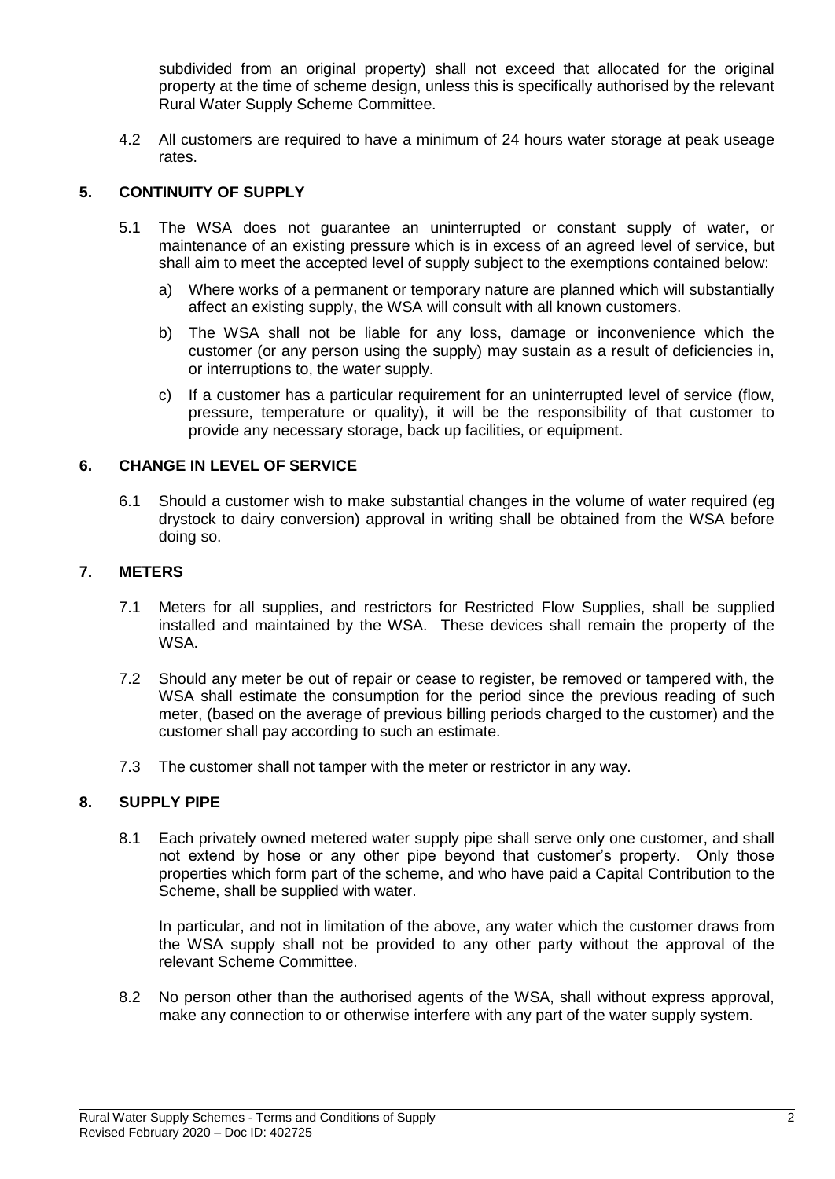subdivided from an original property) shall not exceed that allocated for the original property at the time of scheme design, unless this is specifically authorised by the relevant Rural Water Supply Scheme Committee.

4.2 All customers are required to have a minimum of 24 hours water storage at peak useage rates.

## 5. CONTINUITY OF SUPPLY

5.1 The WSA does not guarantee an uninterrupted or constant supply of water, or maintenance of an existing pressure which is in excess of an agreed level of service, but shall aim to meet the accepted level of supply subject to the exemptions contained below:

a) Where works of a permanent or temporary nature are planned which will substantially affect an existing supply, the WSA will consult with all known customers.

b) The WSA shall not be liable for any loss, damage or inconvenience which the customer (or any person using the supply) may sustain as a result of deficiencies in, or interruptions to, the water supply.

c) If a customer has a particular requirement for an uninterrupted level of service (flow, pressure, temperature or quality), it will be the responsibility of that customer to provide any necessary storage, back up facilities, or equipment.

## 6. CHANGE IN LEVEL OF SERVICE

6.1 Should a customer wish to make substantial changes in the volume of water required (eg drystock to dairy conversion) approval in writing shall be obtained from the WSA before doing so.

## 7. METERS

7.1 Meters for all supplies, and restrictors for Restricted Flow Supplies, shall be supplied installed and maintained by the WSA. These devices shall remain the property of the WSA.

7.2 Should any meter be out of repair or cease to register, be removed or tampered with, the WSA shall estimate the consumption for the period since the previous reading of such meter, (based on the average of previous billing periods charged to the customer) and the customer shall pay according to such an estimate.

7.3 The customer shall not tamper with the meter or restrictor in any way.

## 8. SUPPLY PIPE

8.1 Each privately owned metered water supply pipe shall serve only one customer, and shall not extend by hose or any other pipe beyond that customer's property. Only those properties which form part of the scheme, and who have paid a Capital Contribution to the Scheme, shall be supplied with water.

In particular, and not in limitation of the above, any water which the customer draws from the WSA supply shall not be provided to any other party without the approval of the relevant Scheme Committee.

8.2 No person other than the authorised agents of the WSA, shall without express approval, make any connection to or otherwise interfere with any part of the water supply system.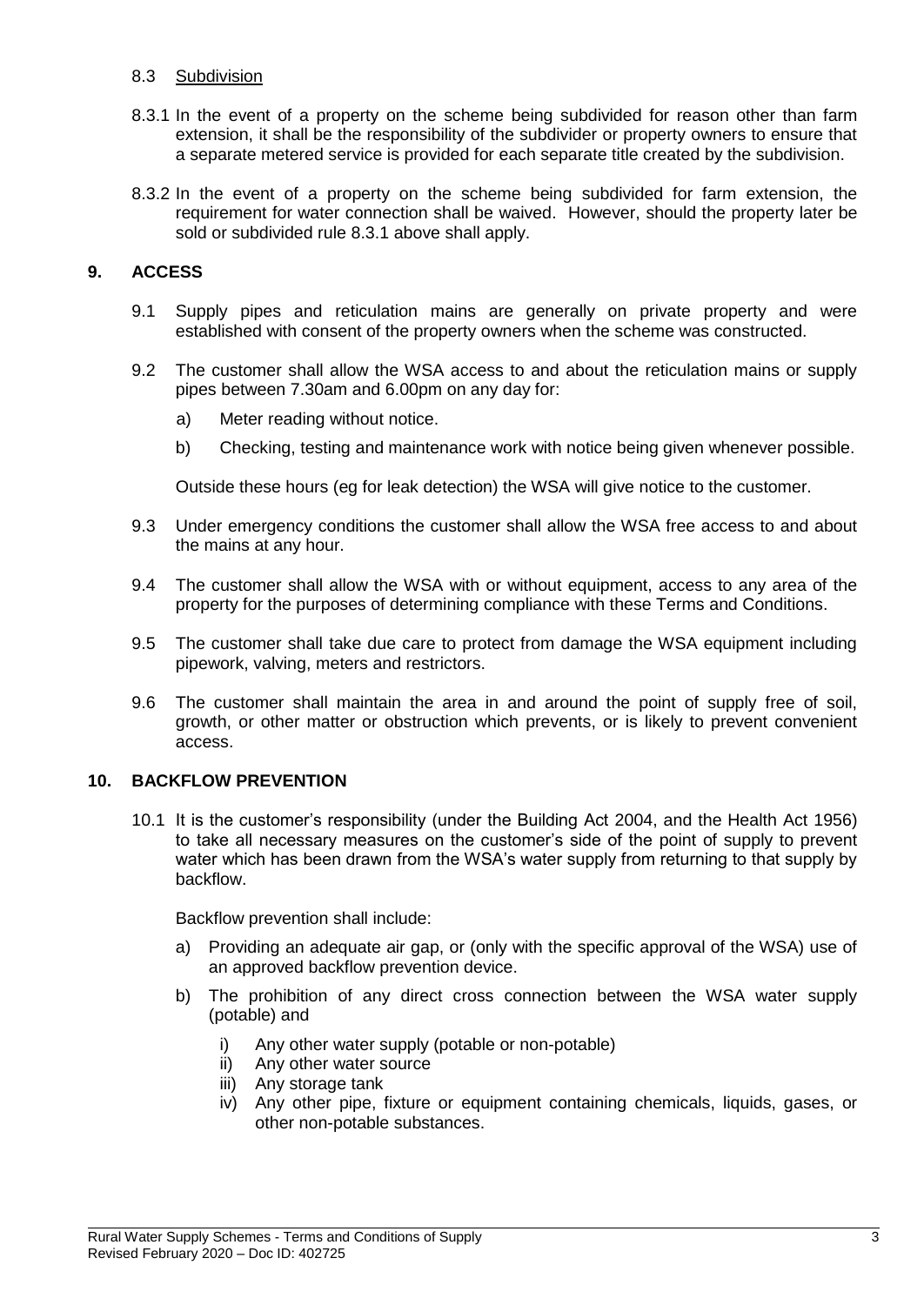8.3 Subdivision

8.3.1 In the event of a property on the scheme being subdivided for reason other than farm extension, it shall be the responsibility of the subdivider or property owners to ensure that a separate metered service is provided for each separate title created by the subdivision.

8.3.2 In the event of a property on the scheme being subdivided for farm extension, the requirement for water connection shall be waived. However, should the property later be sold or subdivided rule 8.3.1 above shall apply.

## 9. ACCESS

9.1 Supply pipes and reticulation mains are generally on private property and were established with consent of the property owners when the scheme was constructed.

9.2 The customer shall allow the WSA access to and about the reticulation mains or supply pipes between 7.30am and 6.00pm on any day for:

a) Meter reading without notice.

b) Checking, testing and maintenance work with notice being given whenever possible.

Outside these hours (eg for leak detection) the WSA will give notice to the customer.

9.3 Under emergency conditions the customer shall allow the WSA free access to and about the mains at any hour.

9.4 The customer shall allow the WSA with or without equipment, access to any area of the property for the purposes of determining compliance with these Terms and Conditions.

9.5 The customer shall take due care to protect from damage the WSA equipment including pipework, valving, meters and restrictors.

9.6 The customer shall maintain the area in and around the point of supply free of soil, growth, or other matter or obstruction which prevents, or is likely to prevent convenient access.

## 10. BACKFLOW PREVENTION

10.1 It is the customer's responsibility (under the Building Act 2004, and the Health Act 1956) to take all necessary measures on the customer's side of the point of supply to prevent water which has been drawn from the WSA's water supply from returning to that supply by backflow.

Backflow prevention shall include:

a) Providing an adequate air gap, or (only with the specific approval of the WSA) use of an approved backflow prevention device.

b) The prohibition of any direct cross connection between the WSA water supply (potable) and

   i) Any other water supply (potable or non-potable)
   ii) Any other water source
   iii) Any storage tank
   iv) Any other pipe, fixture or equipment containing chemicals, liquids, gases, or other non-potable substances.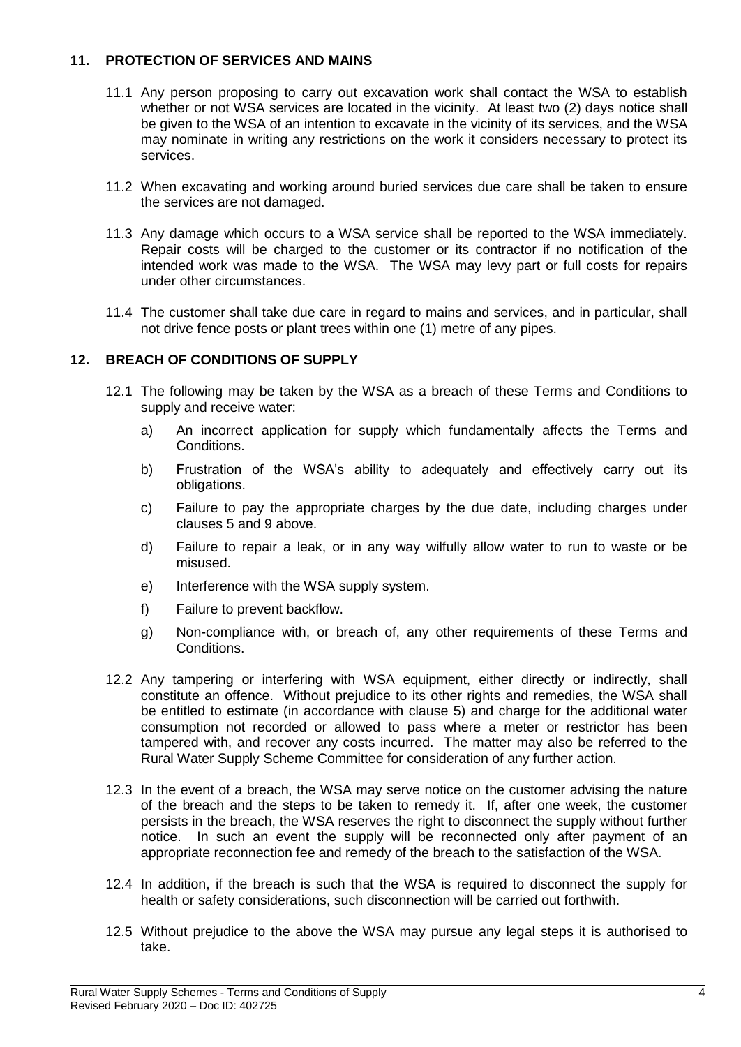## 11. PROTECTION OF SERVICES AND MAINS

11.1 Any person proposing to carry out excavation work shall contact the WSA to establish whether or not WSA services are located in the vicinity. At least two (2) days notice shall be given to the WSA of an intention to excavate in the vicinity of its services, and the WSA may nominate in writing any restrictions on the work it considers necessary to protect its services.

11.2 When excavating and working around buried services due care shall be taken to ensure the services are not damaged.

11.3 Any damage which occurs to a WSA service shall be reported to the WSA immediately. Repair costs will be charged to the customer or its contractor if no notification of the intended work was made to the WSA. The WSA may levy part or full costs for repairs under other circumstances.

11.4 The customer shall take due care in regard to mains and services, and in particular, shall not drive fence posts or plant trees within one (1) metre of any pipes.

## 12. BREACH OF CONDITIONS OF SUPPLY

12.1 The following may be taken by the WSA as a breach of these Terms and Conditions to supply and receive water:

a) An incorrect application for supply which fundamentally affects the Terms and Conditions.

b) Frustration of the WSA's ability to adequately and effectively carry out its obligations.

c) Failure to pay the appropriate charges by the due date, including charges under clauses 5 and 9 above.

d) Failure to repair a leak, or in any way wilfully allow water to run to waste or be misused.

e) Interference with the WSA supply system.

f) Failure to prevent backflow.

g) Non-compliance with, or breach of, any other requirements of these Terms and Conditions.

12.2 Any tampering or interfering with WSA equipment, either directly or indirectly, shall constitute an offence. Without prejudice to its other rights and remedies, the WSA shall be entitled to estimate (in accordance with clause 5) and charge for the additional water consumption not recorded or allowed to pass where a meter or restrictor has been tampered with, and recover any costs incurred. The matter may also be referred to the Rural Water Supply Scheme Committee for consideration of any further action.

12.3 In the event of a breach, the WSA may serve notice on the customer advising the nature of the breach and the steps to be taken to remedy it. If, after one week, the customer persists in the breach, the WSA reserves the right to disconnect the supply without further notice. In such an event the supply will be reconnected only after payment of an appropriate reconnection fee and remedy of the breach to the satisfaction of the WSA.

12.4 In addition, if the breach is such that the WSA is required to disconnect the supply for health or safety considerations, such disconnection will be carried out forthwith.

12.5 Without prejudice to the above the WSA may pursue any legal steps it is authorised to take.